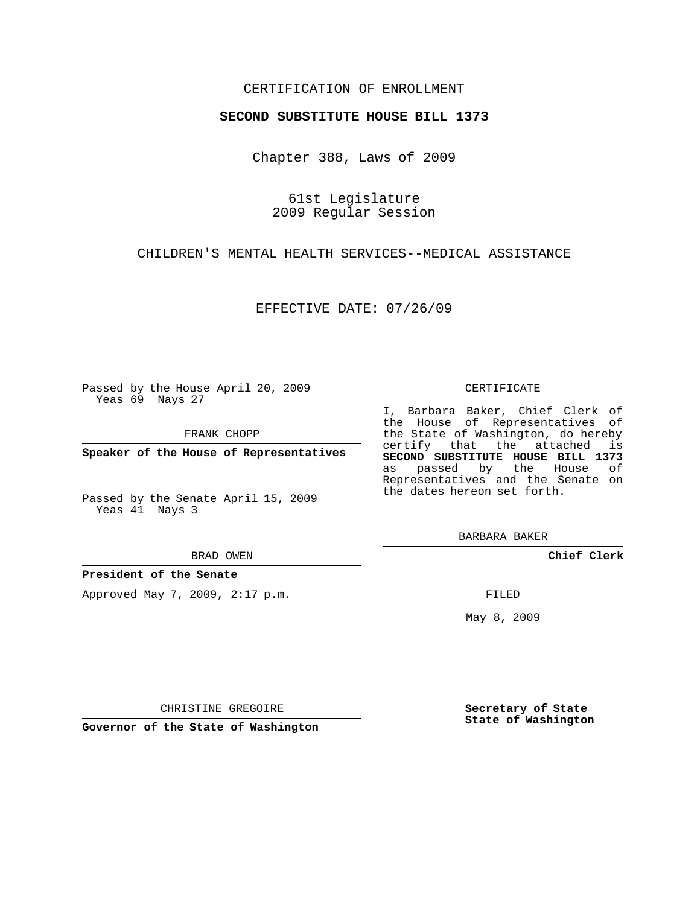CERTIFICATION OF ENROLLMENT

**SECOND SUBSTITUTE HOUSE BILL 1373**

Chapter 388, Laws of 2009

61st Legislature
2009 Regular Session

CHILDREN'S MENTAL HEALTH SERVICES--MEDICAL ASSISTANCE

EFFECTIVE DATE: 07/26/09

Passed by the House April 20, 2009
Yeas 69 Nays 27

FRANK CHOPP

**Speaker of the House of Representatives**

Passed by the Senate April 15, 2009
Yeas 41 Nays 3

BRAD OWEN

**President of the Senate**

Approved May 7, 2009, 2:17 p.m.

CHRISTINE GREGOIRE

**Governor of the State of Washington**

CERTIFICATE

I, Barbara Baker, Chief Clerk of the House of Representatives of the State of Washington, do hereby certify that the attached is **SECOND SUBSTITUTE HOUSE BILL 1373** as passed by the House of Representatives and the Senate on the dates hereon set forth.

BARBARA BAKER

**Chief Clerk**

FILED

May 8, 2009

**Secretary of State**
**State of Washington**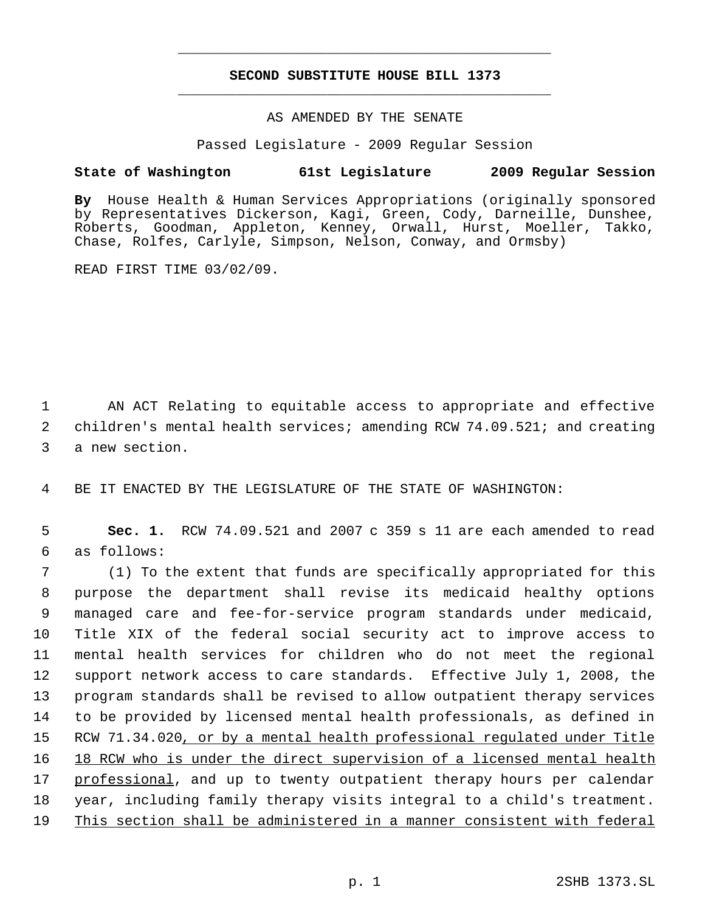# SECOND SUBSTITUTE HOUSE BILL 1373

AS AMENDED BY THE SENATE

Passed Legislature - 2009 Regular Session

**State of Washington 61st Legislature 2009 Regular Session**

**By** House Health & Human Services Appropriations (originally sponsored by Representatives Dickerson, Kagi, Green, Cody, Darneille, Dunshee, Roberts, Goodman, Appleton, Kenney, Orwall, Hurst, Moeller, Takko, Chase, Rolfes, Carlyle, Simpson, Nelson, Conway, and Ormsby)

READ FIRST TIME 03/02/09.

1 AN ACT Relating to equitable access to appropriate and effective
2 children's mental health services; amending RCW 74.09.521; and creating
3 a new section.

4 BE IT ENACTED BY THE LEGISLATURE OF THE STATE OF WASHINGTON:

5 **Sec. 1.** RCW 74.09.521 and 2007 c 359 s 11 are each amended to read
6 as follows:

7 (1) To the extent that funds are specifically appropriated for this
8 purpose the department shall revise its medicaid healthy options
9 managed care and fee-for-service program standards under medicaid,
10 Title XIX of the federal social security act to improve access to
11 mental health services for children who do not meet the regional
12 support network access to care standards. Effective July 1, 2008, the
13 program standards shall be revised to allow outpatient therapy services
14 to be provided by licensed mental health professionals, as defined in
15 RCW 71.34.020, or by a mental health professional regulated under Title
16 18 RCW who is under the direct supervision of a licensed mental health
17 professional, and up to twenty outpatient therapy hours per calendar
18 year, including family therapy visits integral to a child's treatment.
19 This section shall be administered in a manner consistent with federal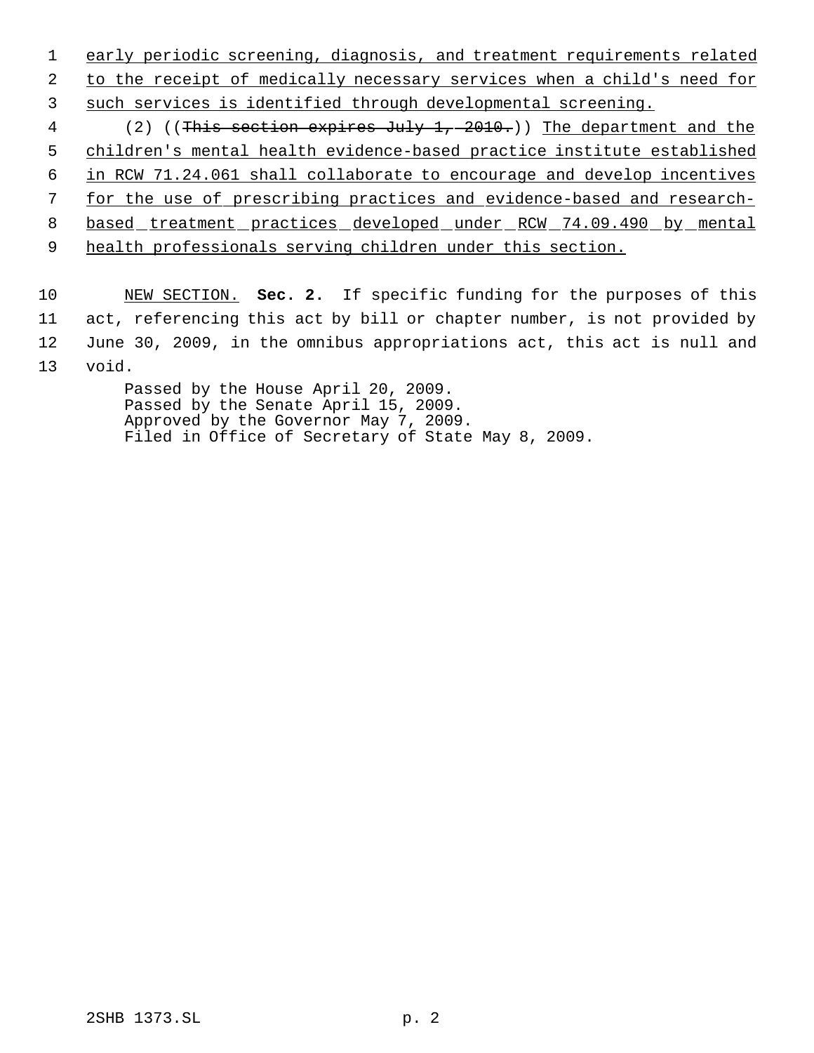early periodic screening, diagnosis, and treatment requirements related to the receipt of medically necessary services when a child's need for such services is identified through developmental screening.

(2) ((~~This section expires July 1, 2010.~~)) The department and the children's mental health evidence-based practice institute established in RCW 71.24.061 shall collaborate to encourage and develop incentives for the use of prescribing practices and evidence-based and research-based treatment practices developed under RCW 74.09.490 by mental health professionals serving children under this section.

NEW SECTION. **Sec. 2.** If specific funding for the purposes of this act, referencing this act by bill or chapter number, is not provided by June 30, 2009, in the omnibus appropriations act, this act is null and void.

Passed by the House April 20, 2009.
Passed by the Senate April 15, 2009.
Approved by the Governor May 7, 2009.
Filed in Office of Secretary of State May 8, 2009.